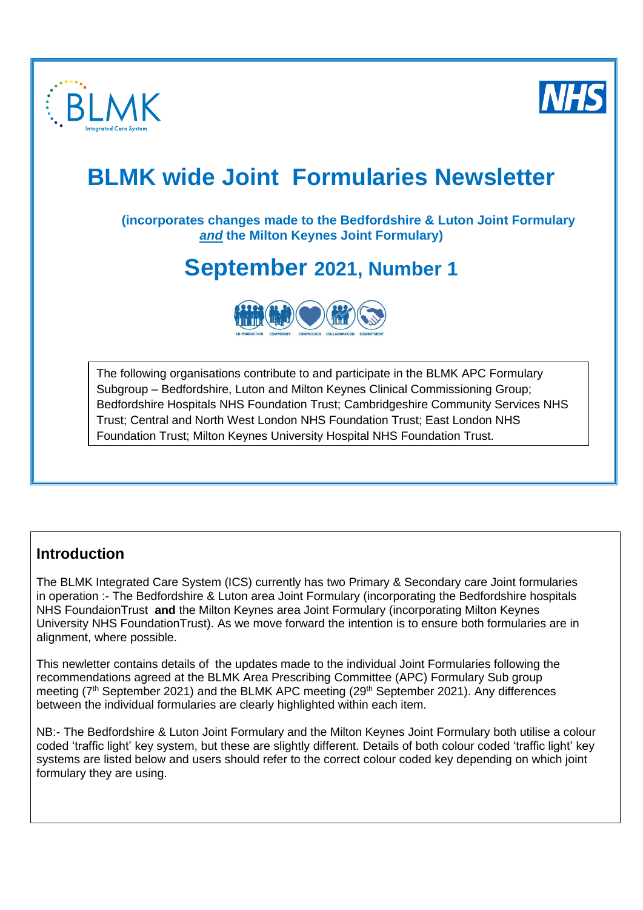# BLMK wide Joint Formularies Newsletter

**(incorporates changes made to the Bedfordshire & Luton Joint Formulary *and* the Milton Keynes Joint Formulary)**

## September 2021, Number 1

The following organisations contribute to and participate in the BLMK APC Formulary Subgroup – Bedfordshire, Luton and Milton Keynes Clinical Commissioning Group; Bedfordshire Hospitals NHS Foundation Trust; Cambridgeshire Community Services NHS Trust; Central and North West London NHS Foundation Trust; East London NHS Foundation Trust; Milton Keynes University Hospital NHS Foundation Trust.

## Introduction

The BLMK Integrated Care System (ICS) currently has two Primary & Secondary care Joint formularies in operation :- The Bedfordshire & Luton area Joint Formulary (incorporating the Bedfordshire hospitals NHS FoundaionTrust **and** the Milton Keynes area Joint Formulary (incorporating Milton Keynes University NHS FoundationTrust). As we move forward the intention is to ensure both formularies are in alignment, where possible.

This newletter contains details of the updates made to the individual Joint Formularies following the recommendations agreed at the BLMK Area Prescribing Committee (APC) Formulary Sub group meeting (7th September 2021) and the BLMK APC meeting (29th September 2021). Any differences between the individual formularies are clearly highlighted within each item.

NB:- The Bedfordshire & Luton Joint Formulary and the Milton Keynes Joint Formulary both utilise a colour coded 'traffic light' key system, but these are slightly different. Details of both colour coded 'traffic light' key systems are listed below and users should refer to the correct colour coded key depending on which joint formulary they are using.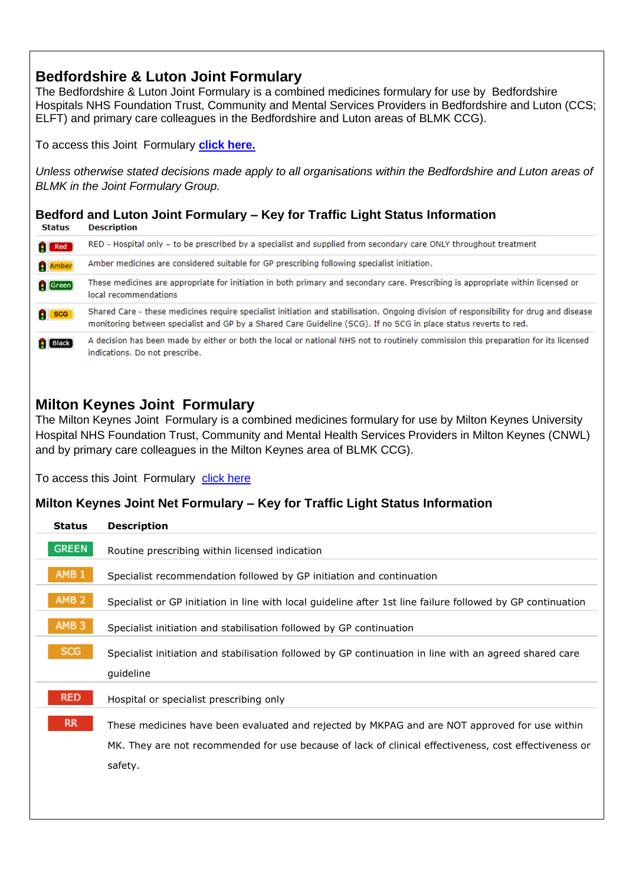## Bedfordshire & Luton Joint Formulary

The Bedfordshire & Luton Joint Formulary is a combined medicines formulary for use by Bedfordshire Hospitals NHS Foundation Trust, Community and Mental Services Providers in Bedfordshire and Luton (CCS; ELFT) and primary care colleagues in the Bedfordshire and Luton areas of BLMK CCG).

To access this Joint Formulary **click here.**

*Unless otherwise stated decisions made apply to all organisations within the Bedfordshire and Luton areas of BLMK in the Joint Formulary Group.*

### Bedford and Luton Joint Formulary – Key for Traffic Light Status Information

| Status | Description |
|---|---|
| Red | RED - Hospital only – to be prescribed by a specialist and supplied from secondary care ONLY throughout treatment |
| Amber | Amber medicines are considered suitable for GP prescribing following specialist initiation. |
| Green | These medicines are appropriate for initiation in both primary and secondary care. Prescribing is appropriate within licensed or local recommendations |
| SCG | Shared Care - these medicines require specialist initiation and stabilisation. Ongoing division of responsibility for drug and disease monitoring between specialist and GP by a Shared Care Guideline (SCG). If no SCG in place status reverts to red. |
| Black | A decision has been made by either or both the local or national NHS not to routinely commission this preparation for its licensed indications. Do not prescribe. |

## Milton Keynes Joint Formulary

The Milton Keynes Joint Formulary is a combined medicines formulary for use by Milton Keynes University Hospital NHS Foundation Trust, Community and Mental Health Services Providers in Milton Keynes (CNWL) and by primary care colleagues in the Milton Keynes area of BLMK CCG).

To access this Joint Formulary click here

### Milton Keynes Joint Net Formulary – Key for Traffic Light Status Information

| Status | Description |
|---|---|
| GREEN | Routine prescribing within licensed indication |
| AMB 1 | Specialist recommendation followed by GP initiation and continuation |
| AMB 2 | Specialist or GP initiation in line with local guideline after 1st line failure followed by GP continuation |
| AMB 3 | Specialist initiation and stabilisation followed by GP continuation |
| SCG | Specialist initiation and stabilisation followed by GP continuation in line with an agreed shared care guideline |
| RED | Hospital or specialist prescribing only |
| RR | These medicines have been evaluated and rejected by MKPAG and are NOT approved for use within MK. They are not recommended for use because of lack of clinical effectiveness, cost effectiveness or safety. |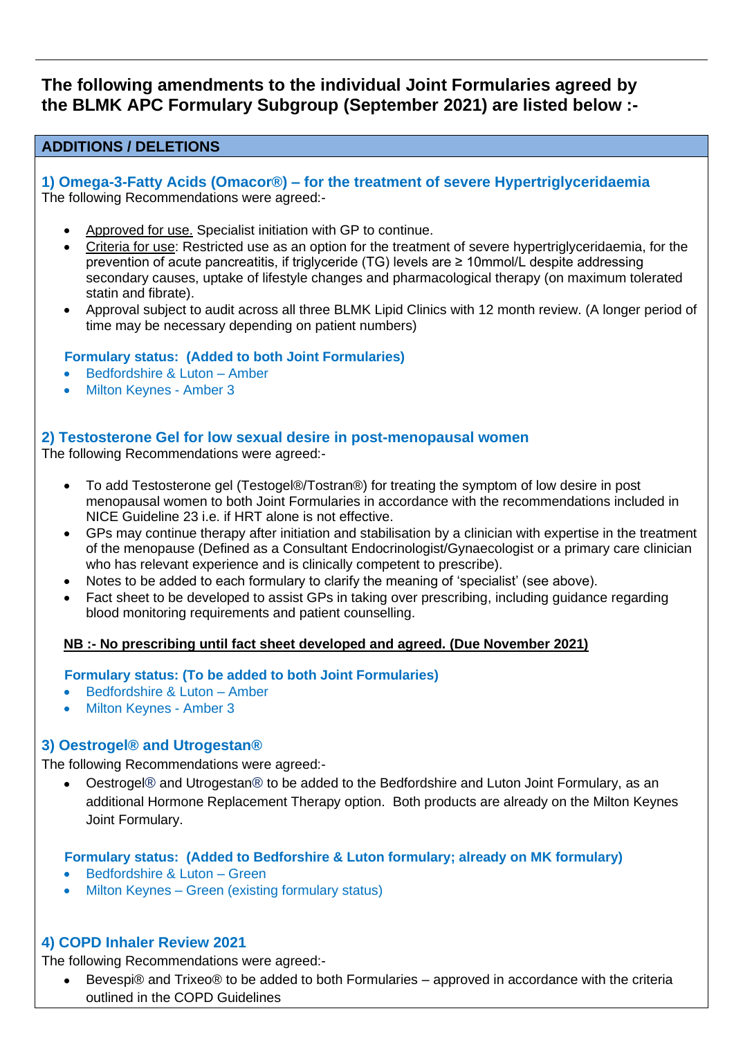## The following amendments to the individual Joint Formularies agreed by the BLMK APC Formulary Subgroup (September 2021) are listed below :-

### ADDITIONS / DELETIONS

#### 1) Omega-3-Fatty Acids (Omacor®) – for the treatment of severe Hypertriglyceridaemia

The following Recommendations were agreed:-

- Approved for use. Specialist initiation with GP to continue.
- Criteria for use: Restricted use as an option for the treatment of severe hypertriglyceridaemia, for the prevention of acute pancreatitis, if triglyceride (TG) levels are ≥ 10mmol/L despite addressing secondary causes, uptake of lifestyle changes and pharmacological therapy (on maximum tolerated statin and fibrate).
- Approval subject to audit across all three BLMK Lipid Clinics with 12 month review. (A longer period of time may be necessary depending on patient numbers)

**Formulary status: (Added to both Joint Formularies)**

- Bedfordshire & Luton – Amber
- Milton Keynes - Amber 3

#### 2) Testosterone Gel for low sexual desire in post-menopausal women

The following Recommendations were agreed:-

- To add Testosterone gel (Testogel®/Tostran®) for treating the symptom of low desire in post menopausal women to both Joint Formularies in accordance with the recommendations included in NICE Guideline 23 i.e. if HRT alone is not effective.
- GPs may continue therapy after initiation and stabilisation by a clinician with expertise in the treatment of the menopause (Defined as a Consultant Endocrinologist/Gynaecologist or a primary care clinician who has relevant experience and is clinically competent to prescribe).
- Notes to be added to each formulary to clarify the meaning of 'specialist' (see above).
- Fact sheet to be developed to assist GPs in taking over prescribing, including guidance regarding blood monitoring requirements and patient counselling.

**NB :- No prescribing until fact sheet developed and agreed. (Due November 2021)**

**Formulary status: (To be added to both Joint Formularies)**

- Bedfordshire & Luton – Amber
- Milton Keynes - Amber 3

#### 3) Oestrogel® and Utrogestan®

The following Recommendations were agreed:-

- Oestrogel® and Utrogestan® to be added to the Bedfordshire and Luton Joint Formulary, as an additional Hormone Replacement Therapy option. Both products are already on the Milton Keynes Joint Formulary.

**Formulary status: (Added to Bedforshire & Luton formulary; already on MK formulary)**

- Bedfordshire & Luton – Green
- Milton Keynes – Green (existing formulary status)

#### 4) COPD Inhaler Review 2021

The following Recommendations were agreed:-

- Bevespi® and Trixeo® to be added to both Formularies – approved in accordance with the criteria outlined in the COPD Guidelines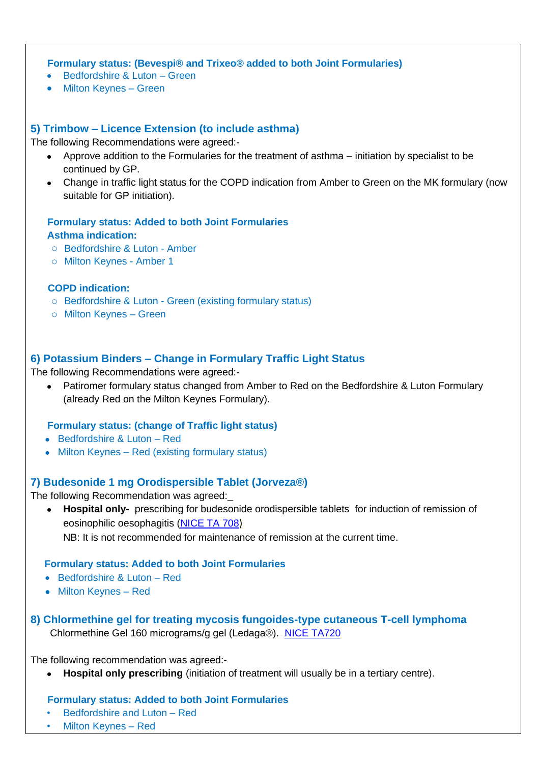**Formulary status: (Bevespi® and Trixeo® added to both Joint Formularies)**

- Bedfordshire & Luton – Green
- Milton Keynes – Green

## 5) Trimbow – Licence Extension (to include asthma)

The following Recommendations were agreed:-

- Approve addition to the Formularies for the treatment of asthma – initiation by specialist to be continued by GP.
- Change in traffic light status for the COPD indication from Amber to Green on the MK formulary (now suitable for GP initiation).

**Formulary status: Added to both Joint Formularies**
**Asthma indication:**

- Bedfordshire & Luton - Amber
- Milton Keynes - Amber 1

**COPD indication:**

- Bedfordshire & Luton - Green (existing formulary status)
- Milton Keynes – Green

## 6) Potassium Binders – Change in Formulary Traffic Light Status

The following Recommendations were agreed:-

- Patiromer formulary status changed from Amber to Red on the Bedfordshire & Luton Formulary (already Red on the Milton Keynes Formulary).

**Formulary status: (change of Traffic light status)**

- Bedfordshire & Luton – Red
- Milton Keynes – Red (existing formulary status)

## 7) Budesonide 1 mg Orodispersible Tablet (Jorveza®)

The following Recommendation was agreed:_

- **Hospital only-** prescribing for budesonide orodispersible tablets for induction of remission of eosinophilic oesophagitis (NICE TA 708)
  NB: It is not recommended for maintenance of remission at the current time.

**Formulary status: Added to both Joint Formularies**

- Bedfordshire & Luton – Red
- Milton Keynes – Red

## 8) Chlormethine gel for treating mycosis fungoides-type cutaneous T-cell lymphoma

Chlormethine Gel 160 micrograms/g gel (Ledaga®). NICE TA720

The following recommendation was agreed:-

- **Hospital only prescribing** (initiation of treatment will usually be in a tertiary centre).

**Formulary status: Added to both Joint Formularies**

- Bedfordshire and Luton – Red
- Milton Keynes – Red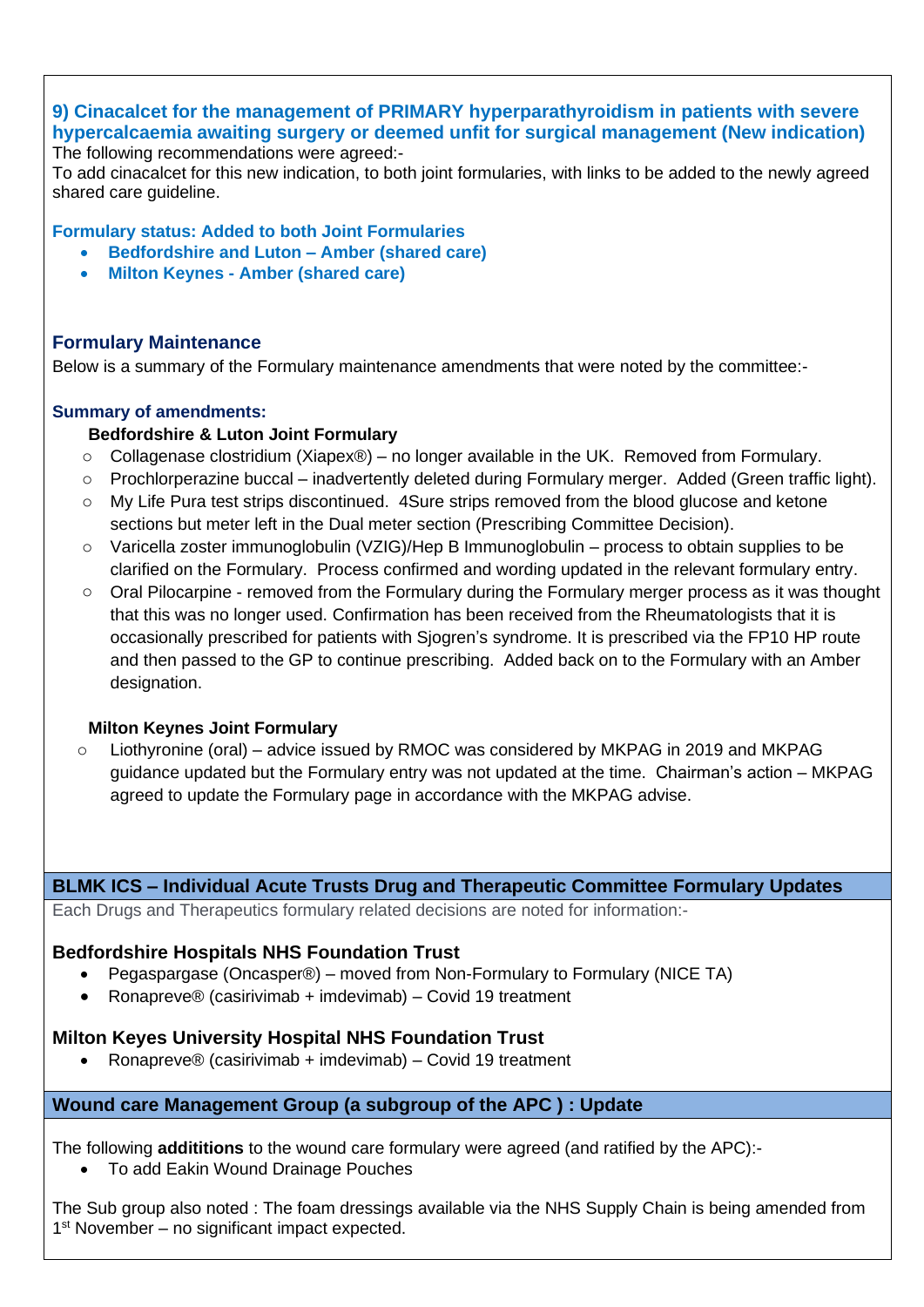### 9) Cinacalcet for the management of PRIMARY hyperparathyroidism in patients with severe hypercalcaemia awaiting surgery or deemed unfit for surgical management (New indication)

The following recommendations were agreed:-

To add cinacalcet for this new indication, to both joint formularies, with links to be added to the newly agreed shared care guideline.

**Formulary status: Added to both Joint Formularies**

- **Bedfordshire and Luton – Amber (shared care)**
- **Milton Keynes - Amber (shared care)**

### Formulary Maintenance

Below is a summary of the Formulary maintenance amendments that were noted by the committee:-

**Summary of amendments:**

**Bedfordshire & Luton Joint Formulary**

- Collagenase clostridium (Xiapex®) – no longer available in the UK. Removed from Formulary.
- Prochlorperazine buccal – inadvertently deleted during Formulary merger. Added (Green traffic light).
- My Life Pura test strips discontinued. 4Sure strips removed from the blood glucose and ketone sections but meter left in the Dual meter section (Prescribing Committee Decision).
- Varicella zoster immunoglobulin (VZIG)/Hep B Immunoglobulin – process to obtain supplies to be clarified on the Formulary. Process confirmed and wording updated in the relevant formulary entry.
- Oral Pilocarpine - removed from the Formulary during the Formulary merger process as it was thought that this was no longer used. Confirmation has been received from the Rheumatologists that it is occasionally prescribed for patients with Sjogren's syndrome. It is prescribed via the FP10 HP route and then passed to the GP to continue prescribing. Added back on to the Formulary with an Amber designation.

**Milton Keynes Joint Formulary**

- Liothyronine (oral) – advice issued by RMOC was considered by MKPAG in 2019 and MKPAG guidance updated but the Formulary entry was not updated at the time. Chairman's action – MKPAG agreed to update the Formulary page in accordance with the MKPAG advise.

### BLMK ICS – Individual Acute Trusts Drug and Therapeutic Committee Formulary Updates

Each Drugs and Therapeutics formulary related decisions are noted for information:-

**Bedfordshire Hospitals NHS Foundation Trust**

- Pegaspargase (Oncasper®) – moved from Non-Formulary to Formulary (NICE TA)
- Ronapreve® (casirivimab + imdevimab) – Covid 19 treatment

**Milton Keyes University Hospital NHS Foundation Trust**

- Ronapreve® (casirivimab + imdevimab) – Covid 19 treatment

### Wound care Management Group (a subgroup of the APC ) : Update

The following **addititions** to the wound care formulary were agreed (and ratified by the APC):-

- To add Eakin Wound Drainage Pouches

The Sub group also noted : The foam dressings available via the NHS Supply Chain is being amended from 1st November – no significant impact expected.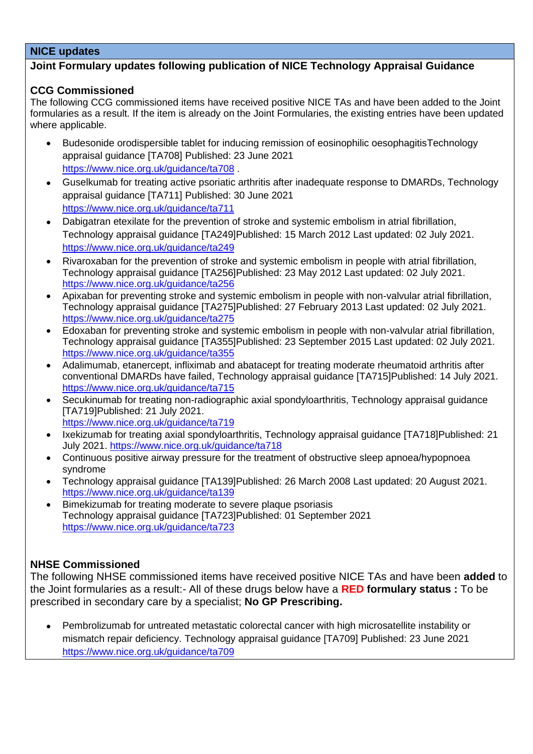## NICE updates

### Joint Formulary updates following publication of NICE Technology Appraisal Guidance

### CCG Commissioned

The following CCG commissioned items have received positive NICE TAs and have been added to the Joint formularies as a result. If the item is already on the Joint Formularies, the existing entries have been updated where applicable.

- Budesonide orodispersible tablet for inducing remission of eosinophilic oesophagitisTechnology appraisal guidance [TA708] Published: 23 June 2021 https://www.nice.org.uk/guidance/ta708 .
- Guselkumab for treating active psoriatic arthritis after inadequate response to DMARDs, Technology appraisal guidance [TA711] Published: 30 June 2021 https://www.nice.org.uk/guidance/ta711
- Dabigatran etexilate for the prevention of stroke and systemic embolism in atrial fibrillation, Technology appraisal guidance [TA249]Published: 15 March 2012 Last updated: 02 July 2021. https://www.nice.org.uk/guidance/ta249
- Rivaroxaban for the prevention of stroke and systemic embolism in people with atrial fibrillation, Technology appraisal guidance [TA256]Published: 23 May 2012 Last updated: 02 July 2021. https://www.nice.org.uk/guidance/ta256
- Apixaban for preventing stroke and systemic embolism in people with non-valvular atrial fibrillation, Technology appraisal guidance [TA275]Published: 27 February 2013 Last updated: 02 July 2021. https://www.nice.org.uk/guidance/ta275
- Edoxaban for preventing stroke and systemic embolism in people with non-valvular atrial fibrillation, Technology appraisal guidance [TA355]Published: 23 September 2015 Last updated: 02 July 2021. https://www.nice.org.uk/guidance/ta355
- Adalimumab, etanercept, infliximab and abatacept for treating moderate rheumatoid arthritis after conventional DMARDs have failed, Technology appraisal guidance [TA715]Published: 14 July 2021. https://www.nice.org.uk/guidance/ta715
- Secukinumab for treating non-radiographic axial spondyloarthritis, Technology appraisal guidance [TA719]Published: 21 July 2021. https://www.nice.org.uk/guidance/ta719
- Ixekizumab for treating axial spondyloarthritis, Technology appraisal guidance [TA718]Published: 21 July 2021. https://www.nice.org.uk/guidance/ta718
- Continuous positive airway pressure for the treatment of obstructive sleep apnoea/hypopnoea syndrome
- Technology appraisal guidance [TA139]Published: 26 March 2008 Last updated: 20 August 2021. https://www.nice.org.uk/guidance/ta139
- Bimekizumab for treating moderate to severe plaque psoriasis Technology appraisal guidance [TA723]Published: 01 September 2021 https://www.nice.org.uk/guidance/ta723

### NHSE Commissioned

The following NHSE commissioned items have received positive NICE TAs and have been **added** to the Joint formularies as a result:- All of these drugs below have a **RED formulary status :** To be prescribed in secondary care by a specialist; **No GP Prescribing.**

- Pembrolizumab for untreated metastatic colorectal cancer with high microsatellite instability or mismatch repair deficiency. Technology appraisal guidance [TA709] Published: 23 June 2021 https://www.nice.org.uk/guidance/ta709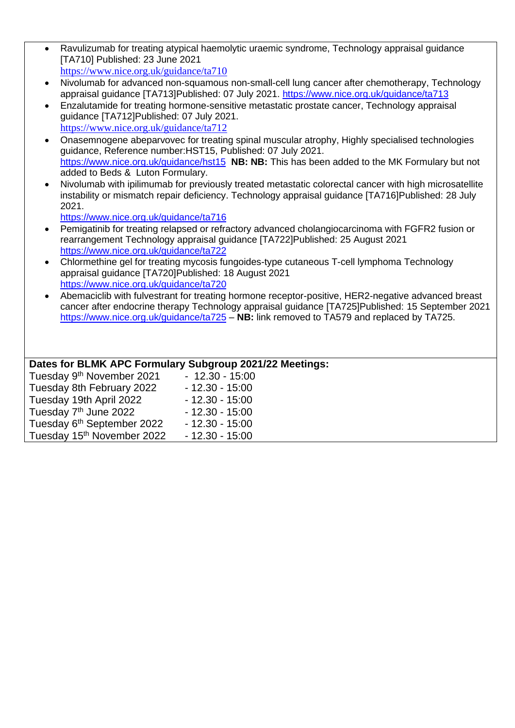- Ravulizumab for treating atypical haemolytic uraemic syndrome, Technology appraisal guidance [TA710] Published: 23 June 2021 https://www.nice.org.uk/guidance/ta710
- Nivolumab for advanced non-squamous non-small-cell lung cancer after chemotherapy, Technology appraisal guidance [TA713]Published: 07 July 2021. https://www.nice.org.uk/guidance/ta713
- Enzalutamide for treating hormone-sensitive metastatic prostate cancer, Technology appraisal guidance [TA712]Published: 07 July 2021. https://www.nice.org.uk/guidance/ta712
- Onasemnogene abeparvovec for treating spinal muscular atrophy, Highly specialised technologies guidance, Reference number:HST15, Published: 07 July 2021. https://www.nice.org.uk/guidance/hst15 **NB: NB:** This has been added to the MK Formulary but not added to Beds & Luton Formulary.
- Nivolumab with ipilimumab for previously treated metastatic colorectal cancer with high microsatellite instability or mismatch repair deficiency. Technology appraisal guidance [TA716]Published: 28 July 2021. https://www.nice.org.uk/guidance/ta716
- Pemigatinib for treating relapsed or refractory advanced cholangiocarcinoma with FGFR2 fusion or rearrangement Technology appraisal guidance [TA722]Published: 25 August 2021 https://www.nice.org.uk/guidance/ta722
- Chlormethine gel for treating mycosis fungoides-type cutaneous T-cell lymphoma Technology appraisal guidance [TA720]Published: 18 August 2021 https://www.nice.org.uk/guidance/ta720
- Abemaciclib with fulvestrant for treating hormone receptor-positive, HER2-negative advanced breast cancer after endocrine therapy Technology appraisal guidance [TA725]Published: 15 September 2021 https://www.nice.org.uk/guidance/ta725 – **NB:** link removed to TA579 and replaced by TA725.

**Dates for BLMK APC Formulary Subgroup 2021/22 Meetings:**

| | |
|---|---|
| Tuesday 9th November 2021 | - 12.30 - 15:00 |
| Tuesday 8th February 2022 | - 12.30 - 15:00 |
| Tuesday 19th April 2022 | - 12.30 - 15:00 |
| Tuesday 7th June 2022 | - 12.30 - 15:00 |
| Tuesday 6th September 2022 | - 12.30 - 15:00 |
| Tuesday 15th November 2022 | - 12.30 - 15:00 |